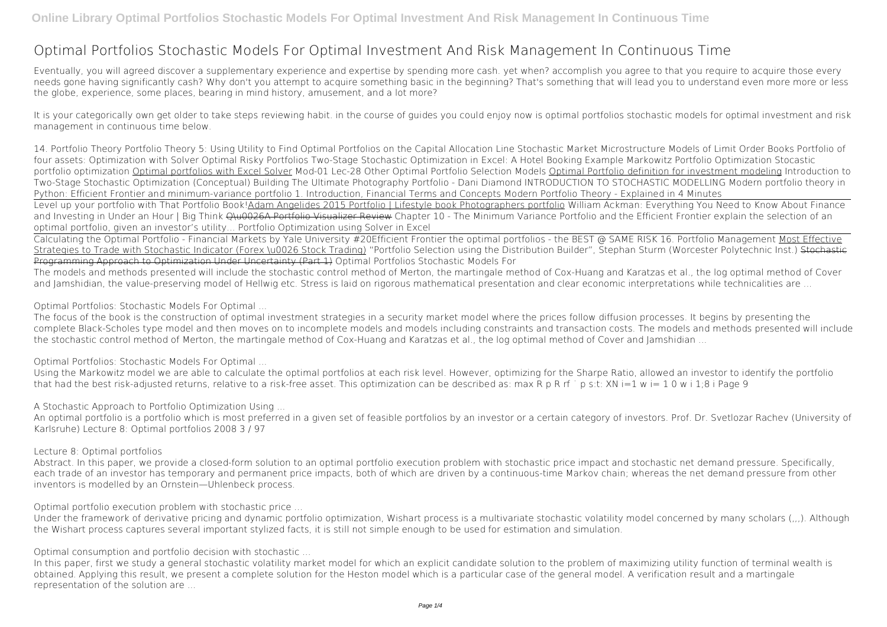# Optimal Portfolios Stochastic Models For Optimal Investment And Risk Management In Continuous Time

Eventually, you will agreed discover a supplementary experience and expertise by spending more cash. yet when? accomplish you agree to that you require to acquire those every needs gone having significantly cash? Why don't you attempt to acquire something basic in the beginning? That's something that will lead you to understand even more more or less the globe, experience, some places, bearing in mind history, amusement, and a lot more?

It is your categorically own get older to take steps reviewing habit. in the course of guides you could enjoy now is **optimal portfolios stochastic models for optimal investment and risk management in continuous time** below.

*14. Portfolio Theory Portfolio Theory 5: Using Utility to Find Optimal Portfolios on the Capital Allocation Line Stochastic Market Microstructure Models of Limit Order Books Portfolio of four assets: Optimization with Solver Optimal Risky Portfolios Two-Stage Stochastic Optimization in Excel: A Hotel Booking Example Markowitz Portfolio Optimization Stocastic portfolio optimization* Optimal portfolios with Excel Solver *Mod-01 Lec-28 Other Optimal Portfolio Selection Models* Optimal Portfolio definition for investment modeling *Introduction to Two-Stage Stochastic Optimization (Conceptual) Building The Ultimate Photography Portfolio - Dani Diamond INTRODUCTION TO STOCHASTIC MODELLING Modern portfolio theory in Python: Efficient Frontier and minimum-variance portfolio 1. Introduction, Financial Terms and Concepts Modern Portfolio Theory - Explained in 4 Minutes*

Level up your portfolio with That Portfolio Book!Adam Angelides 2015 Portfolio | Lifestyle book Photographers portfolio *William Ackman: Everything You Need to Know About Finance and Investing in Under an Hour | Big Think* Q\u0026A Portfolio Visualizer Review *Chapter 10 - The Minimum Variance Portfolio and the Efficient Frontier explain the selection of an optimal portfolio, given an investor's utility... Portfolio Optimization using Solver in Excel*

Calculating the Optimal Portfolio - Financial Markets by Yale University #20*Efficient Frontier the optimal portfolios - the BEST @ SAME RISK 16. Portfolio Management* Most Effective Strategies to Trade with Stochastic Indicator (Forex \u0026 Stock Trading) *"Portfolio Selection using the Distribution Builder", Stephan Sturm (Worcester Polytechnic Inst.)* Stochastic Programming Approach to Optimization Under Uncertainty (Part 1) *Optimal Portfolios Stochastic Models For*

The models and methods presented will include the stochastic control method of Merton, the martingale method of Cox-Huang and Karatzas et al., the log optimal method of Cover and Jamshidian, the value-preserving model of Hellwig etc. Stress is laid on rigorous mathematical presentation and clear economic interpretations while technicalities are ...

*Optimal Portfolios: Stochastic Models For Optimal ...*

The focus of the book is the construction of optimal investment strategies in a security market model where the prices follow diffusion processes. It begins by presenting the complete Black-Scholes type model and then moves on to incomplete models and models including constraints and transaction costs. The models and methods presented will include the stochastic control method of Merton, the martingale method of Cox-Huang and Karatzas et al., the log optimal method of Cover and Jamshidian ...

*Optimal Portfolios: Stochastic Models For Optimal ...*

Using the Markowitz model we are able to calculate the optimal portfolios at each risk level. However, optimizing for the Sharpe Ratio, allowed an investor to identify the portfolio that had the best risk-adjusted returns, relative to a risk-free asset. This optimization can be described as: max R p R rf ˙ p s:t: XN i=1 w i= 1 0 w i 1;8 i Page 9

*A Stochastic Approach to Portfolio Optimization Using ...*

An optimal portfolio is a portfolio which is most preferred in a given set of feasible portfolios by an investor or a certain category of investors. Prof. Dr. Svetlozar Rachev (University of Karlsruhe) Lecture 8: Optimal portfolios 2008 3 / 97

*Lecture 8: Optimal portfolios*

Abstract. In this paper, we provide a closed-form solution to an optimal portfolio execution problem with stochastic price impact and stochastic net demand pressure. Specifically, each trade of an investor has temporary and permanent price impacts, both of which are driven by a continuous-time Markov chain; whereas the net demand pressure from other inventors is modelled by an Ornstein—Uhlenbeck process.

*Optimal portfolio execution problem with stochastic price ...*

Under the framework of derivative pricing and dynamic portfolio optimization, Wishart process is a multivariate stochastic volatility model concerned by many scholars (,,,). Although the Wishart process captures several important stylized facts, it is still not simple enough to be used for estimation and simulation.

*Optimal consumption and portfolio decision with stochastic ...*

In this paper, first we study a general stochastic volatility market model for which an explicit candidate solution to the problem of maximizing utility function of terminal wealth is obtained. Applying this result, we present a complete solution for the Heston model which is a particular case of the general model. A verification result and a martingale representation of the solution are ...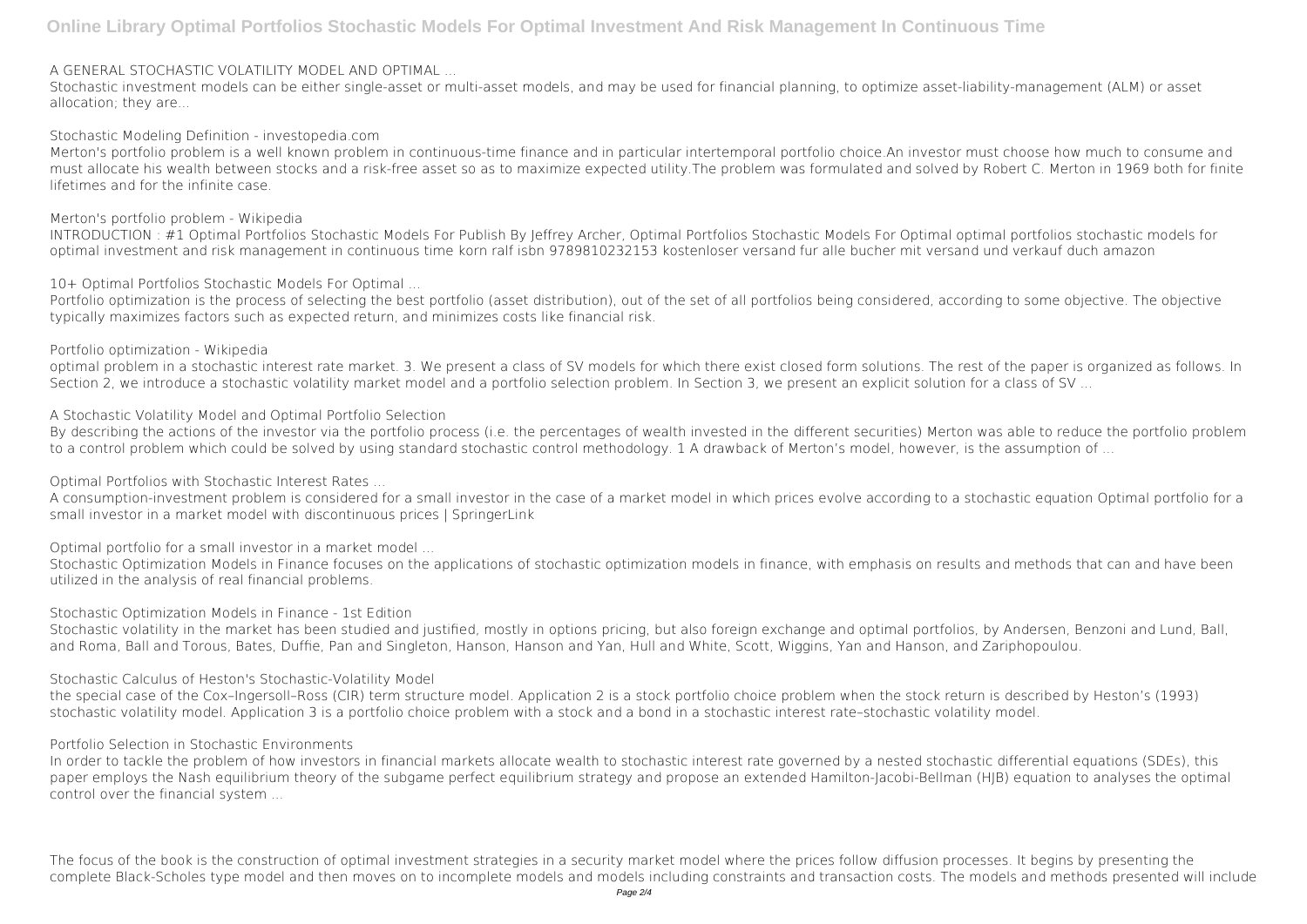**A GENERAL STOCHASTIC VOLATILITY MODEL AND OPTIMAL ...**

Stochastic investment models can be either single-asset or multi-asset models, and may be used for financial planning, to optimize asset-liability-management (ALM) or asset allocation; they are...

**Stochastic Modeling Definition - investopedia.com**

Merton's portfolio problem is a well known problem in continuous-time finance and in particular intertemporal portfolio choice.An investor must choose how much to consume and must allocate his wealth between stocks and a risk-free asset so as to maximize expected utility.The problem was formulated and solved by Robert C. Merton in 1969 both for finite lifetimes and for the infinite case.

**Merton's portfolio problem - Wikipedia**

INTRODUCTION : #1 Optimal Portfolios Stochastic Models For Publish By Jeffrey Archer, Optimal Portfolios Stochastic Models For Optimal optimal portfolios stochastic models for optimal investment and risk management in continuous time korn ralf isbn 9789810232153 kostenloser versand fur alle bucher mit versand und verkauf duch amazon

**10+ Optimal Portfolios Stochastic Models For Optimal ...**

Portfolio optimization is the process of selecting the best portfolio (asset distribution), out of the set of all portfolios being considered, according to some objective. The objective typically maximizes factors such as expected return, and minimizes costs like financial risk.

**Portfolio optimization - Wikipedia**

optimal problem in a stochastic interest rate market. 3. We present a class of SV models for which there exist closed form solutions. The rest of the paper is organized as follows. In Section 2, we introduce a stochastic volatility market model and a portfolio selection problem. In Section 3, we present an explicit solution for a class of SV ...

**A Stochastic Volatility Model and Optimal Portfolio Selection**

By describing the actions of the investor via the portfolio process (i.e. the percentages of wealth invested in the different securities) Merton was able to reduce the portfolio problem to a control problem which could be solved by using standard stochastic control methodology. 1 A drawback of Merton's model, however, is the assumption of ...

**Optimal Portfolios with Stochastic Interest Rates ...**

A consumption-investment problem is considered for a small investor in the case of a market model in which prices evolve according to a stochastic equation Optimal portfolio for a small investor in a market model with discontinuous prices | SpringerLink

**Optimal portfolio for a small investor in a market model ...**

Stochastic Optimization Models in Finance focuses on the applications of stochastic optimization models in finance, with emphasis on results and methods that can and have been utilized in the analysis of real financial problems.

**Stochastic Optimization Models in Finance - 1st Edition**

Stochastic volatility in the market has been studied and justified, mostly in options pricing, but also foreign exchange and optimal portfolios, by Andersen, Benzoni and Lund, Ball, and Roma, Ball and Torous, Bates, Duffie, Pan and Singleton, Hanson, Hanson and Yan, Hull and White, Scott, Wiggins, Yan and Hanson, and Zariphopoulou.

**Stochastic Calculus of Heston's Stochastic-Volatility Model**

the special case of the Cox–Ingersoll–Ross (CIR) term structure model. Application 2 is a stock portfolio choice problem when the stock return is described by Heston's (1993) stochastic volatility model. Application 3 is a portfolio choice problem with a stock and a bond in a stochastic interest rate–stochastic volatility model.

**Portfolio Selection in Stochastic Environments**

In order to tackle the problem of how investors in financial markets allocate wealth to stochastic interest rate governed by a nested stochastic differential equations (SDEs), this paper employs the Nash equilibrium theory of the subgame perfect equilibrium strategy and propose an extended Hamilton-Jacobi-Bellman (HJB) equation to analyses the optimal control over the financial system ...

The focus of the book is the construction of optimal investment strategies in a security market model where the prices follow diffusion processes. It begins by presenting the complete Black-Scholes type model and then moves on to incomplete models and models including constraints and transaction costs. The models and methods presented will include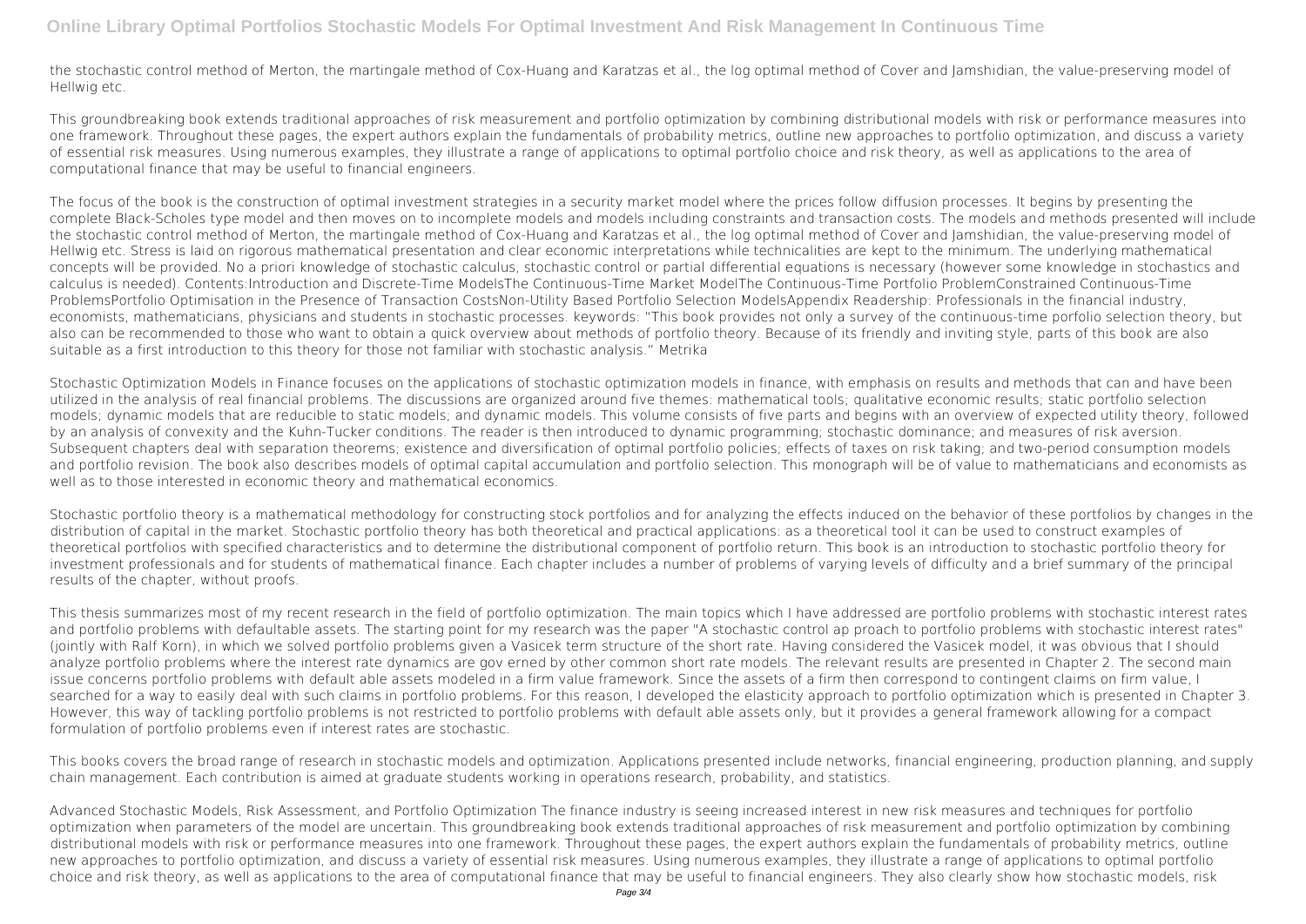the stochastic control method of Merton, the martingale method of Cox-Huang and Karatzas et al., the log optimal method of Cover and Jamshidian, the value-preserving model of Hellwig etc.

This groundbreaking book extends traditional approaches of risk measurement and portfolio optimization by combining distributional models with risk or performance measures into one framework. Throughout these pages, the expert authors explain the fundamentals of probability metrics, outline new approaches to portfolio optimization, and discuss a variety of essential risk measures. Using numerous examples, they illustrate a range of applications to optimal portfolio choice and risk theory, as well as applications to the area of computational finance that may be useful to financial engineers.

The focus of the book is the construction of optimal investment strategies in a security market model where the prices follow diffusion processes. It begins by presenting the complete Black-Scholes type model and then moves on to incomplete models and models including constraints and transaction costs. The models and methods presented will include the stochastic control method of Merton, the martingale method of Cox-Huang and Karatzas et al., the log optimal method of Cover and Jamshidian, the value-preserving model of Hellwig etc. Stress is laid on rigorous mathematical presentation and clear economic interpretations while technicalities are kept to the minimum. The underlying mathematical concepts will be provided. No a priori knowledge of stochastic calculus, stochastic control or partial differential equations is necessary (however some knowledge in stochastics and calculus is needed). Contents:Introduction and Discrete-Time ModelsThe Continuous-Time Market ModelThe Continuous-Time Portfolio ProblemConstrained Continuous-Time ProblemsPortfolio Optimisation in the Presence of Transaction CostsNon-Utility Based Portfolio Selection ModelsAppendix Readership: Professionals in the financial industry, economists, mathematicians, physicians and students in stochastic processes. keywords: "This book provides not only a survey of the continuous-time porfolio selection theory, but also can be recommended to those who want to obtain a quick overview about methods of portfolio theory. Because of its friendly and inviting style, parts of this book are also suitable as a first introduction to this theory for those not familiar with stochastic analysis." Metrika

Stochastic Optimization Models in Finance focuses on the applications of stochastic optimization models in finance, with emphasis on results and methods that can and have been utilized in the analysis of real financial problems. The discussions are organized around five themes: mathematical tools; qualitative economic results; static portfolio selection models; dynamic models that are reducible to static models; and dynamic models. This volume consists of five parts and begins with an overview of expected utility theory, followed by an analysis of convexity and the Kuhn-Tucker conditions. The reader is then introduced to dynamic programming; stochastic dominance; and measures of risk aversion. Subsequent chapters deal with separation theorems; existence and diversification of optimal portfolio policies; effects of taxes on risk taking; and two-period consumption models and portfolio revision. The book also describes models of optimal capital accumulation and portfolio selection. This monograph will be of value to mathematicians and economists as well as to those interested in economic theory and mathematical economics.

Stochastic portfolio theory is a mathematical methodology for constructing stock portfolios and for analyzing the effects induced on the behavior of these portfolios by changes in the distribution of capital in the market. Stochastic portfolio theory has both theoretical and practical applications: as a theoretical tool it can be used to construct examples of theoretical portfolios with specified characteristics and to determine the distributional component of portfolio return. This book is an introduction to stochastic portfolio theory for investment professionals and for students of mathematical finance. Each chapter includes a number of problems of varying levels of difficulty and a brief summary of the principal results of the chapter, without proofs.

This thesis summarizes most of my recent research in the field of portfolio optimization. The main topics which I have addressed are portfolio problems with stochastic interest rates and portfolio problems with defaultable assets. The starting point for my research was the paper "A stochastic control ap proach to portfolio problems with stochastic interest rates" (jointly with Ralf Korn), in which we solved portfolio problems given a Vasicek term structure of the short rate. Having considered the Vasicek model, it was obvious that I should analyze portfolio problems where the interest rate dynamics are gov erned by other common short rate models. The relevant results are presented in Chapter 2. The second main issue concerns portfolio problems with default able assets modeled in a firm value framework. Since the assets of a firm then correspond to contingent claims on firm value, I searched for a way to easily deal with such claims in portfolio problems. For this reason, I developed the elasticity approach to portfolio optimization which is presented in Chapter 3. However, this way of tackling portfolio problems is not restricted to portfolio problems with default able assets only, but it provides a general framework allowing for a compact formulation of portfolio problems even if interest rates are stochastic.

This books covers the broad range of research in stochastic models and optimization. Applications presented include networks, financial engineering, production planning, and supply chain management. Each contribution is aimed at graduate students working in operations research, probability, and statistics.

Advanced Stochastic Models, Risk Assessment, and Portfolio Optimization The finance industry is seeing increased interest in new risk measures and techniques for portfolio optimization when parameters of the model are uncertain. This groundbreaking book extends traditional approaches of risk measurement and portfolio optimization by combining distributional models with risk or performance measures into one framework. Throughout these pages, the expert authors explain the fundamentals of probability metrics, outline new approaches to portfolio optimization, and discuss a variety of essential risk measures. Using numerous examples, they illustrate a range of applications to optimal portfolio choice and risk theory, as well as applications to the area of computational finance that may be useful to financial engineers. They also clearly show how stochastic models, risk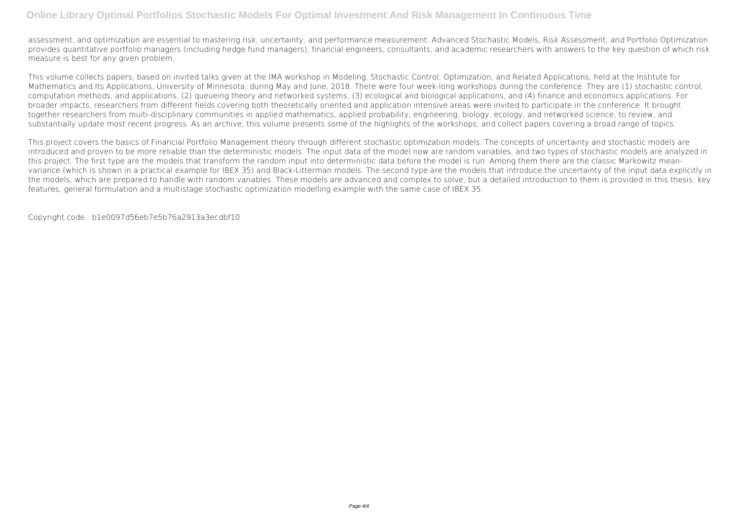assessment, and optimization are essential to mastering risk, uncertainty, and performance measurement. Advanced Stochastic Models, Risk Assessment, and Portfolio Optimization provides quantitative portfolio managers (including hedge fund managers), financial engineers, consultants, and academic researchers with answers to the key question of which risk measure is best for any given problem.

This volume collects papers, based on invited talks given at the IMA workshop in Modeling, Stochastic Control, Optimization, and Related Applications, held at the Institute for Mathematics and Its Applications, University of Minnesota, during May and June, 2018. There were four week-long workshops during the conference. They are (1) stochastic control, computation methods, and applications, (2) queueing theory and networked systems, (3) ecological and biological applications, and (4) finance and economics applications. For broader impacts, researchers from different fields covering both theoretically oriented and application intensive areas were invited to participate in the conference. It brought together researchers from multi-disciplinary communities in applied mathematics, applied probability, engineering, biology, ecology, and networked science, to review, and substantially update most recent progress. As an archive, this volume presents some of the highlights of the workshops, and collect papers covering a broad range of topics.

This project covers the basics of Financial Portfolio Management theory through different stochastic optimization models. The concepts of uncertainty and stochastic models are introduced and proven to be more reliable than the deterministic models. The input data of the model now are random variables, and two types of stochastic models are analyzed in this project. The first type are the models that transform the random input into deterministic data before the model is run. Among them there are the classic Markowitz mean-variance (which is shown in a practical example for IBEX 35) and Black-Litterman models. The second type are the models that introduce the uncertainty of the input data explicitly in the models, which are prepared to handle with random variables. These models are advanced and complex to solve, but a detailed introduction to them is provided in this thesis: key features, general formulation and a multistage stochastic optimization modelling example with the same case of IBEX 35.

Copyright code : b1e0097d56eb7e5b76a2913a3ecdbf10